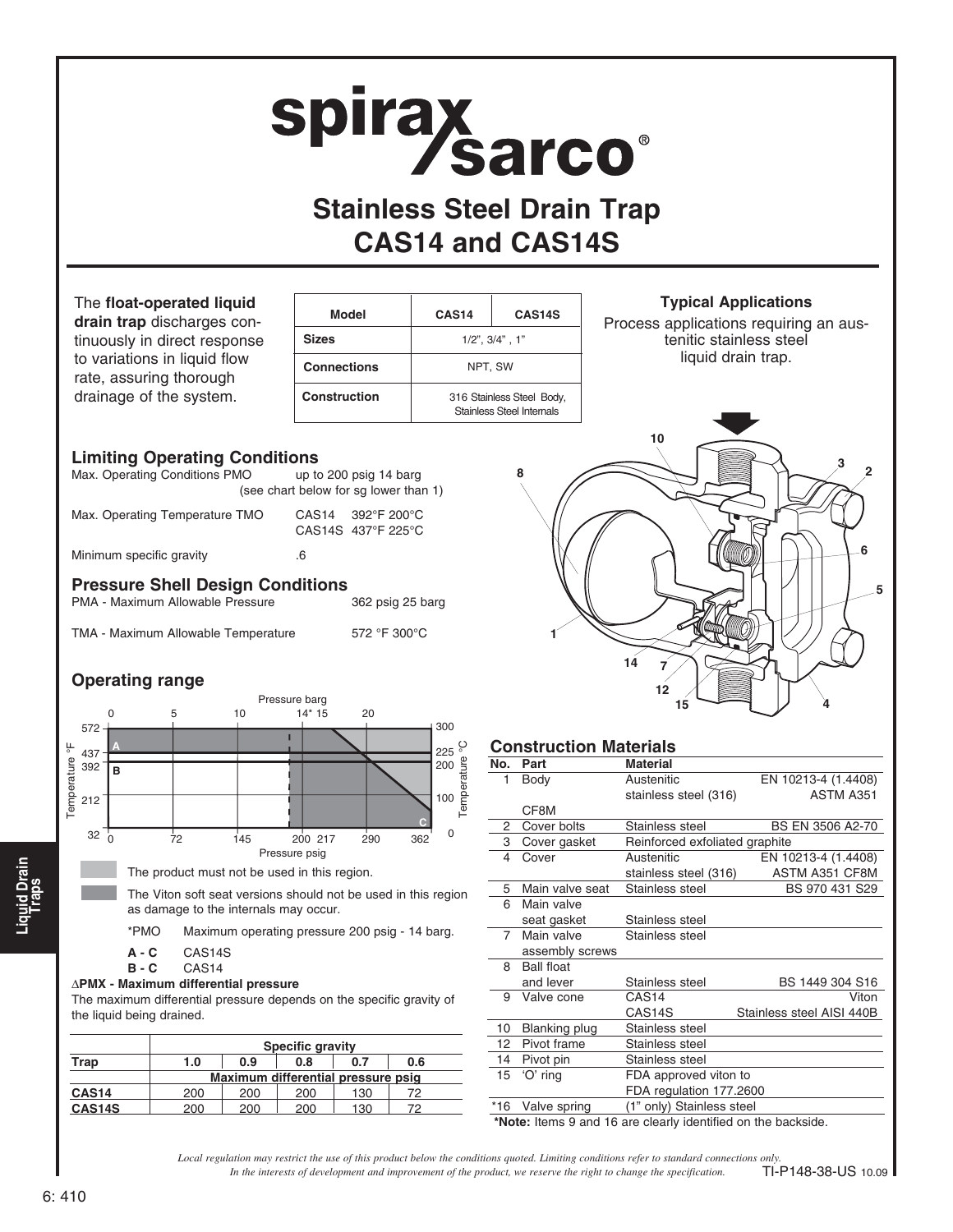# Stainless Steel Drain Trap CAS14 and CAS14S

The **float-operated liquid drain trap** discharges continuously in direct response to variations in liquid flow rate, assuring thorough drainage of the system.

| Model | CAS14 | CAS14S |
|---|---|---|
| Sizes | 1/2", 3/4" , 1" | |
| Connections | NPT, SW | |
| Construction | 316 Stainless Steel Body, Stainless Steel Internals | |

### Typical Applications

Process applications requiring an austenitic stainless steel liquid drain trap.

## Limiting Operating Conditions

Max. Operating Conditions PMO — up to 200 psig 14 barg (see chart below for sg lower than 1)

Max. Operating Temperature TMO — CAS14 392°F 200°C; CAS14S 437°F 225°C

Minimum specific gravity — .6

## Pressure Shell Design Conditions

PMA - Maximum Allowable Pressure — 362 psig 25 barg

TMA - Maximum Allowable Temperature — 572 °F 300°C

## Operating range

The product must not be used in this region.

The Viton soft seat versions should not be used in this region as damage to the internals may occur.

*PMO Maximum operating pressure 200 psig - 14 barg.

**A - C** CAS14S
**B - C** CAS14

**ΔPMX - Maximum differential pressure**
The maximum differential pressure depends on the specific gravity of the liquid being drained.

| Trap | Specific gravity | | | | |
|---|---|---|---|---|---|
| | 1.0 | 0.9 | 0.8 | 0.7 | 0.6 |
| | Maximum differential pressure psig | | | | |
| CAS14 | 200 | 200 | 200 | 130 | 72 |
| CAS14S | 200 | 200 | 200 | 130 | 72 |

## Construction Materials

| No. | Part | Material | |
|---|---|---|---|
| 1 | Body | Austenitic stainless steel (316) CF8M | EN 10213-4 (1.4408) ASTM A351 |
| 2 | Cover bolts | Stainless steel | BS EN 3506 A2-70 |
| 3 | Cover gasket | Reinforced exfoliated graphite | |
| 4 | Cover | Austenitic stainless steel (316) | EN 10213-4 (1.4408) ASTM A351 CF8M |
| 5 | Main valve seat | Stainless steel | BS 970 431 S29 |
| 6 | Main valve seat gasket | Stainless steel | |
| 7 | Main valve assembly screws | Stainless steel | |
| 8 | Ball float and lever | Stainless steel | BS 1449 304 S16 |
| 9 | Valve cone | CAS14 | Viton |
| | | CAS14S | Stainless steel AISI 440B |
| 10 | Blanking plug | Stainless steel | |
| 12 | Pivot frame | Stainless steel | |
| 14 | Pivot pin | Stainless steel | |
| 15 | 'O' ring | FDA approved viton to FDA regulation 177.2600 | |
| *16 | Valve spring | (1" only) Stainless steel | |

***Note:** Items 9 and 16 are clearly identified on the backside.

*Local regulation may restrict the use of this product below the conditions quoted. Limiting conditions refer to standard connections only.*
*In the interests of development and improvement of the product, we reserve the right to change the specification.*

TI-P148-38-US 10.09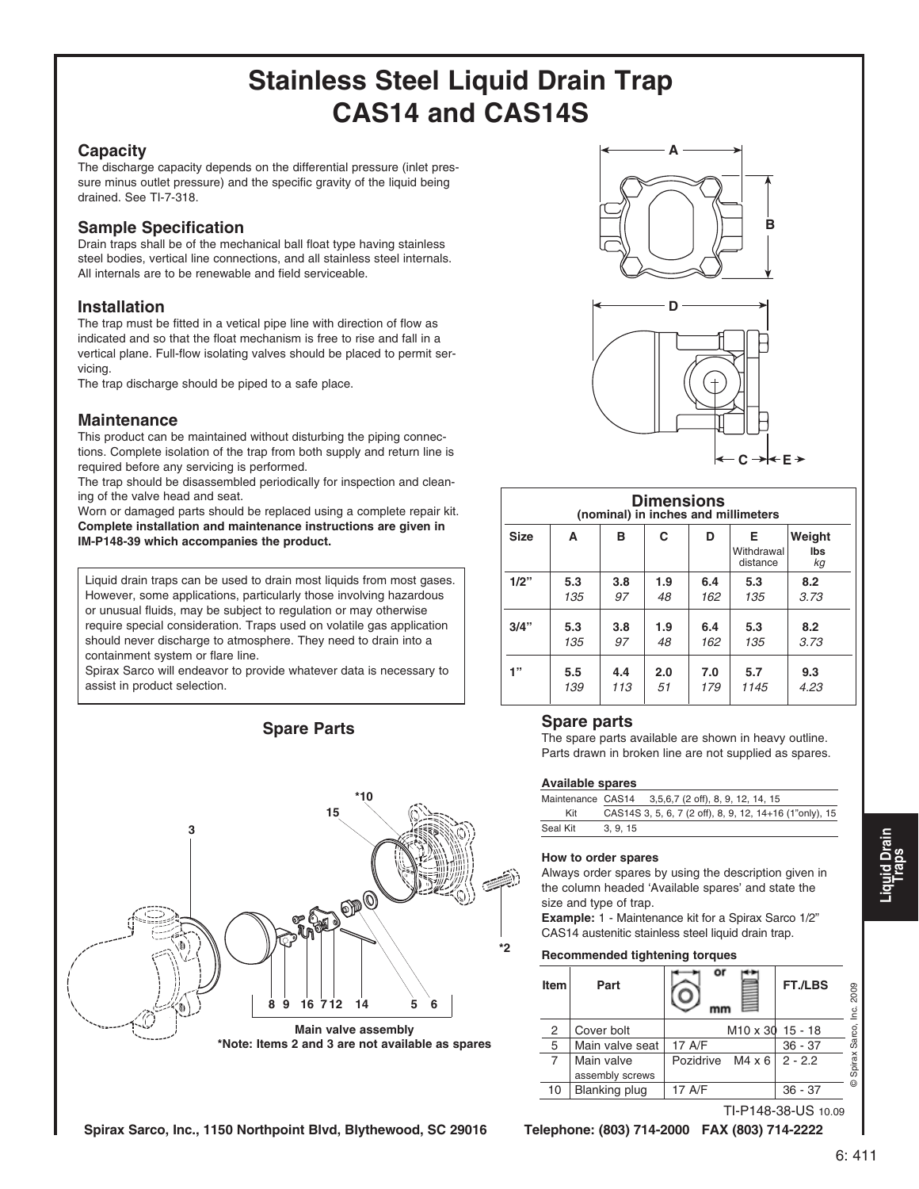# Stainless Steel Liquid Drain Trap CAS14 and CAS14S

## Capacity

The discharge capacity depends on the differential pressure (inlet pressure minus outlet pressure) and the specific gravity of the liquid being drained. See TI-7-318.

## Sample Specification

Drain traps shall be of the mechanical ball float type having stainless steel bodies, vertical line connections, and all stainless steel internals. All internals are to be renewable and field serviceable.

## Installation

The trap must be fitted in a vetical pipe line with direction of flow as indicated and so that the float mechanism is free to rise and fall in a vertical plane. Full-flow isolating valves should be placed to permit servicing.

The trap discharge should be piped to a safe place.

## Maintenance

This product can be maintained without disturbing the piping connections. Complete isolation of the trap from both supply and return line is required before any servicing is performed.

The trap should be disassembled periodically for inspection and cleaning of the valve head and seat.

Worn or damaged parts should be replaced using a complete repair kit. **Complete installation and maintenance instructions are given in IM-P148-39 which accompanies the product.**

Liquid drain traps can be used to drain most liquids from most gases. However, some applications, particularly those involving hazardous or unusual fluids, may be subject to regulation or may otherwise require special consideration. Traps used on volatile gas application should never discharge to atmosphere. They need to drain into a containment system or flare line.

Spirax Sarco will endeavor to provide whatever data is necessary to assist in product selection.

## Dimensions
(nominal) in inches and millimeters

| Size | A | B | C | D | E Withdrawal distance | Weight lbs *kg* |
|---|---|---|---|---|---|---|
| 1/2" | 5.3 *135* | 3.8 *97* | 1.9 *48* | 6.4 *162* | 5.3 *135* | 8.2 *3.73* |
| 3/4" | 5.3 *135* | 3.8 *97* | 1.9 *48* | 6.4 *162* | 5.3 *135* | 8.2 *3.73* |
| 1" | 5.5 *139* | 4.4 *113* | 2.0 *51* | 7.0 *179* | 5.7 *1145* | 9.3 *4.23* |

## Spare Parts

\*10
15
3
\*2
8 9 16 7 12 14 5 6

Main valve assembly

**\*Note: Items 2 and 3 are not available as spares**

## Spare parts

The spare parts available are shown in heavy outline. Parts drawn in broken line are not supplied as spares.

**Available spares**

| | | |
|---|---|---|
| Maintenance Kit | CAS14 | 3,5,6,7 (2 off), 8, 9, 12, 14, 15 |
| | CAS14S | 3, 5, 6, 7 (2 off), 8, 9, 12, 14+16 (1"only), 15 |
| Seal Kit | | 3, 9, 15 |

**How to order spares**

Always order spares by using the description given in the column headed 'Available spares' and state the size and type of trap.

**Example:** 1 - Maintenance kit for a Spirax Sarco 1/2" CAS14 austenitic stainless steel liquid drain trap.

**Recommended tightening torques**

| Item | Part | or mm | FT./LBS |
|---|---|---|---|
| 2 | Cover bolt | M10 x 30 | 15 - 18 |
| 5 | Main valve seat | 17 A/F | 36 - 37 |
| 7 | Main valve assembly screws | Pozidrive M4 x 6 | 2 - 2.2 |
| 10 | Blanking plug | 17 A/F | 36 - 37 |

TI-P148-38-US 10.09

© Spirax Sarco, Inc. 2009

Liquid Drain Traps

Spirax Sarco, Inc., 1150 Northpoint Blvd, Blythewood, SC 29016 Telephone: (803) 714-2000 FAX (803) 714-2222